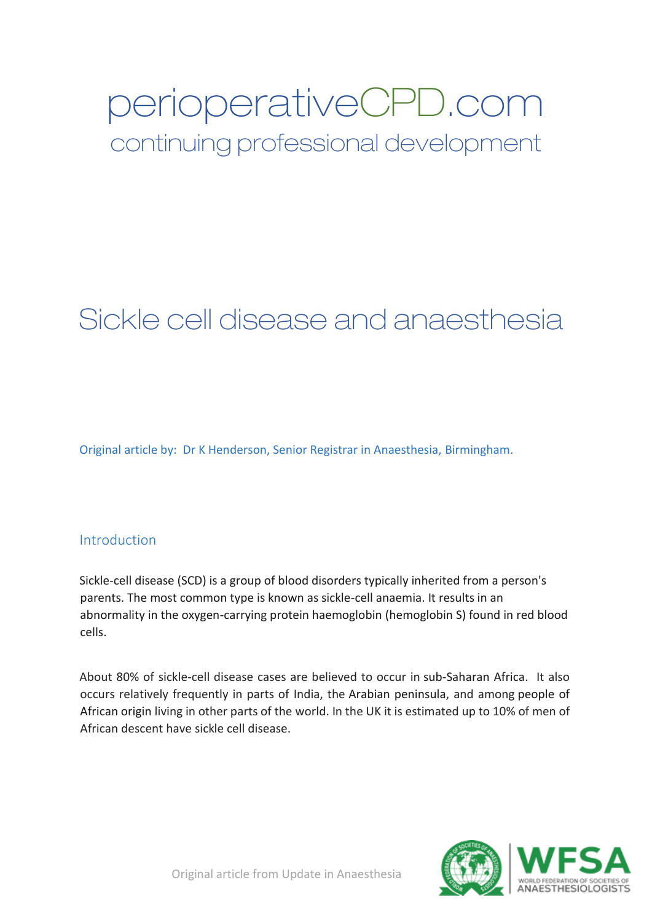perioperativeCPD.com

continuing professional development

# Sickle cell disease and anaesthesia

Original article by: Dr K Henderson, Senior Registrar in Anaesthesia, Birmingham.

## Introduction

Sickle-cell disease (SCD) is a group of blood disorders typically inherited from a person's parents. The most common type is known as sickle-cell anaemia. It results in an abnormality in the oxygen-carrying protein haemoglobin (hemoglobin S) found in red blood cells.

About 80% of sickle-cell disease cases are believed to occur in sub-Saharan Africa. It also occurs relatively frequently in parts of India, the Arabian peninsula, and among people of African origin living in other parts of the world. In the UK it is estimated up to 10% of men of African descent have sickle cell disease.

Original article from Update in Anaesthesia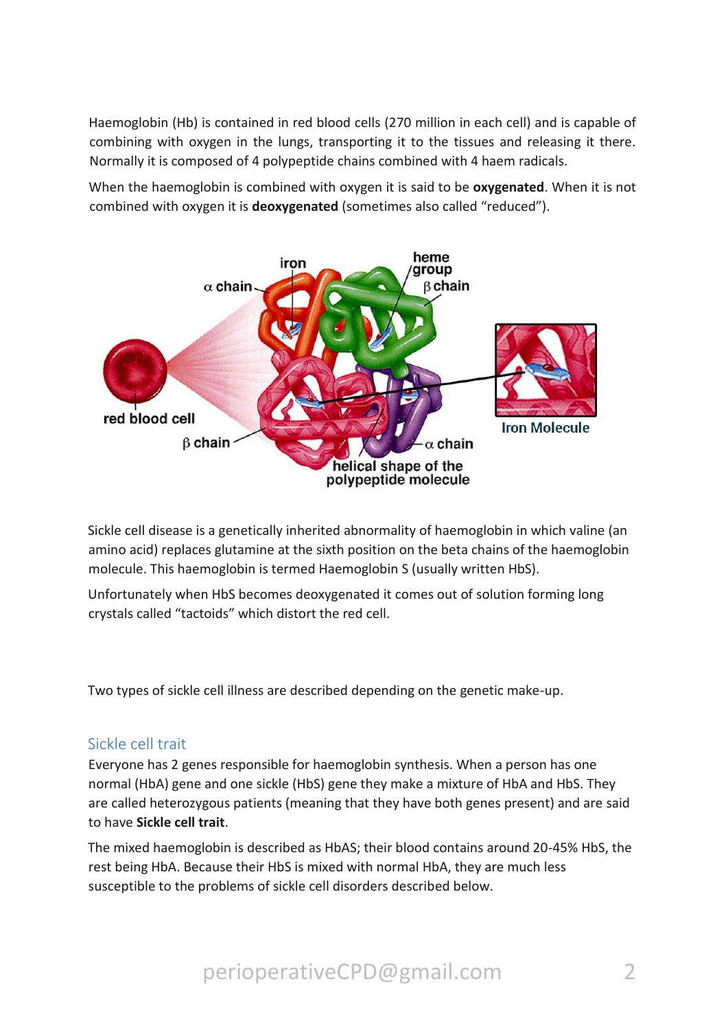Haemoglobin (Hb) is contained in red blood cells (270 million in each cell) and is capable of combining with oxygen in the lungs, transporting it to the tissues and releasing it there. Normally it is composed of 4 polypeptide chains combined with 4 haem radicals.

When the haemoglobin is combined with oxygen it is said to be **oxygenated**. When it is not combined with oxygen it is **deoxygenated** (sometimes also called "reduced").

Sickle cell disease is a genetically inherited abnormality of haemoglobin in which valine (an amino acid) replaces glutamine at the sixth position on the beta chains of the haemoglobin molecule. This haemoglobin is termed Haemoglobin S (usually written HbS).

Unfortunately when HbS becomes deoxygenated it comes out of solution forming long crystals called "tactoids" which distort the red cell.

Two types of sickle cell illness are described depending on the genetic make-up.

## Sickle cell trait

Everyone has 2 genes responsible for haemoglobin synthesis. When a person has one normal (HbA) gene and one sickle (HbS) gene they make a mixture of HbA and HbS. They are called heterozygous patients (meaning that they have both genes present) and are said to have **Sickle cell trait**.

The mixed haemoglobin is described as HbAS; their blood contains around 20-45% HbS, the rest being HbA. Because their HbS is mixed with normal HbA, they are much less susceptible to the problems of sickle cell disorders described below.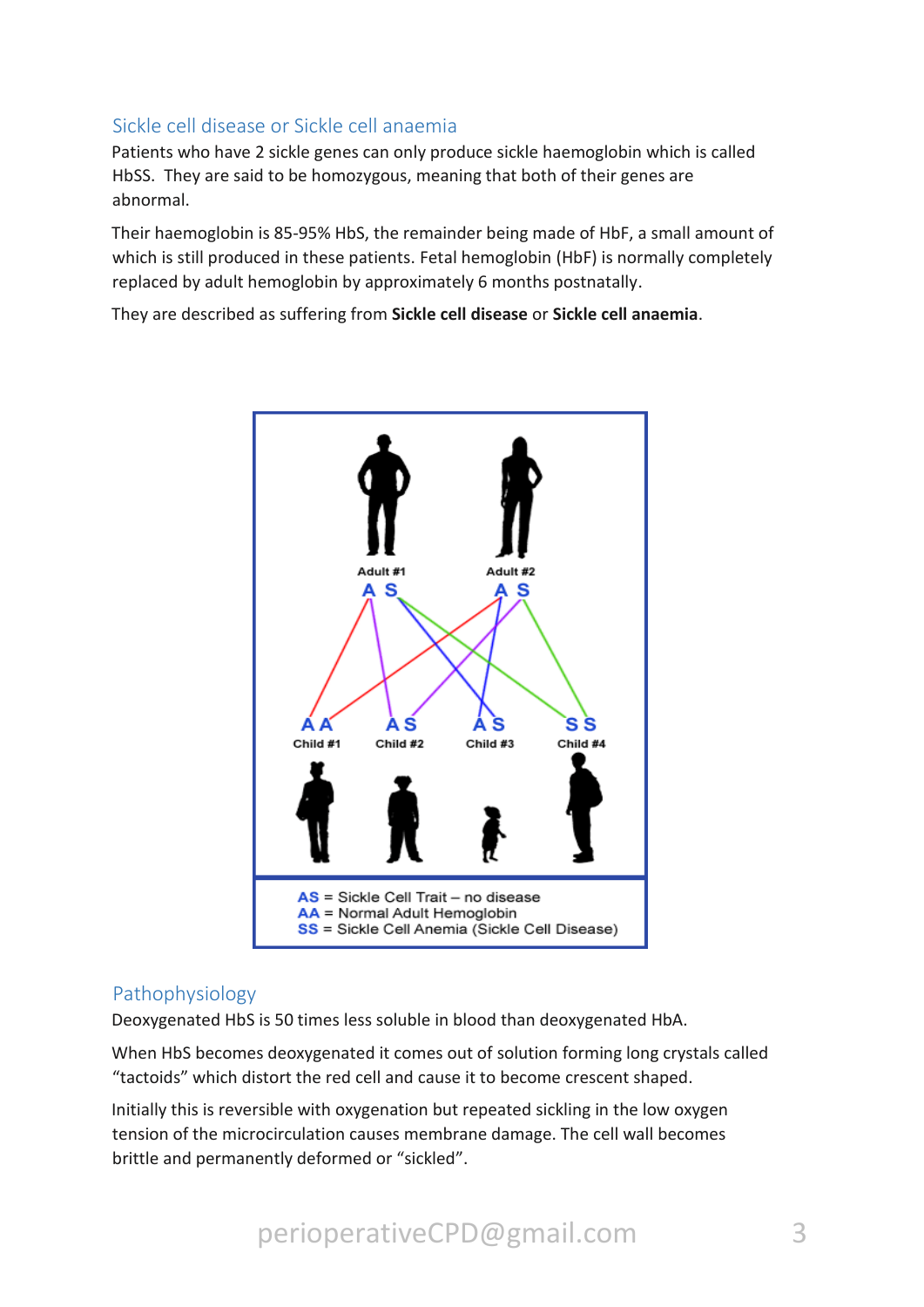## Sickle cell disease or Sickle cell anaemia

Patients who have 2 sickle genes can only produce sickle haemoglobin which is called HbSS. They are said to be homozygous, meaning that both of their genes are abnormal.

Their haemoglobin is 85-95% HbS, the remainder being made of HbF, a small amount of which is still produced in these patients. Fetal hemoglobin (HbF) is normally completely replaced by adult hemoglobin by approximately 6 months postnatally.

They are described as suffering from **Sickle cell disease** or **Sickle cell anaemia**.

Adult #1: A S — Adult #2: A S

Child #1: A A — Child #2: A S — Child #3: A S — Child #4: S S

AS = Sickle Cell Trait – no disease
AA = Normal Adult Hemoglobin
SS = Sickle Cell Anemia (Sickle Cell Disease)

## Pathophysiology

Deoxygenated HbS is 50 times less soluble in blood than deoxygenated HbA.

When HbS becomes deoxygenated it comes out of solution forming long crystals called "tactoids" which distort the red cell and cause it to become crescent shaped.

Initially this is reversible with oxygenation but repeated sickling in the low oxygen tension of the microcirculation causes membrane damage. The cell wall becomes brittle and permanently deformed or "sickled".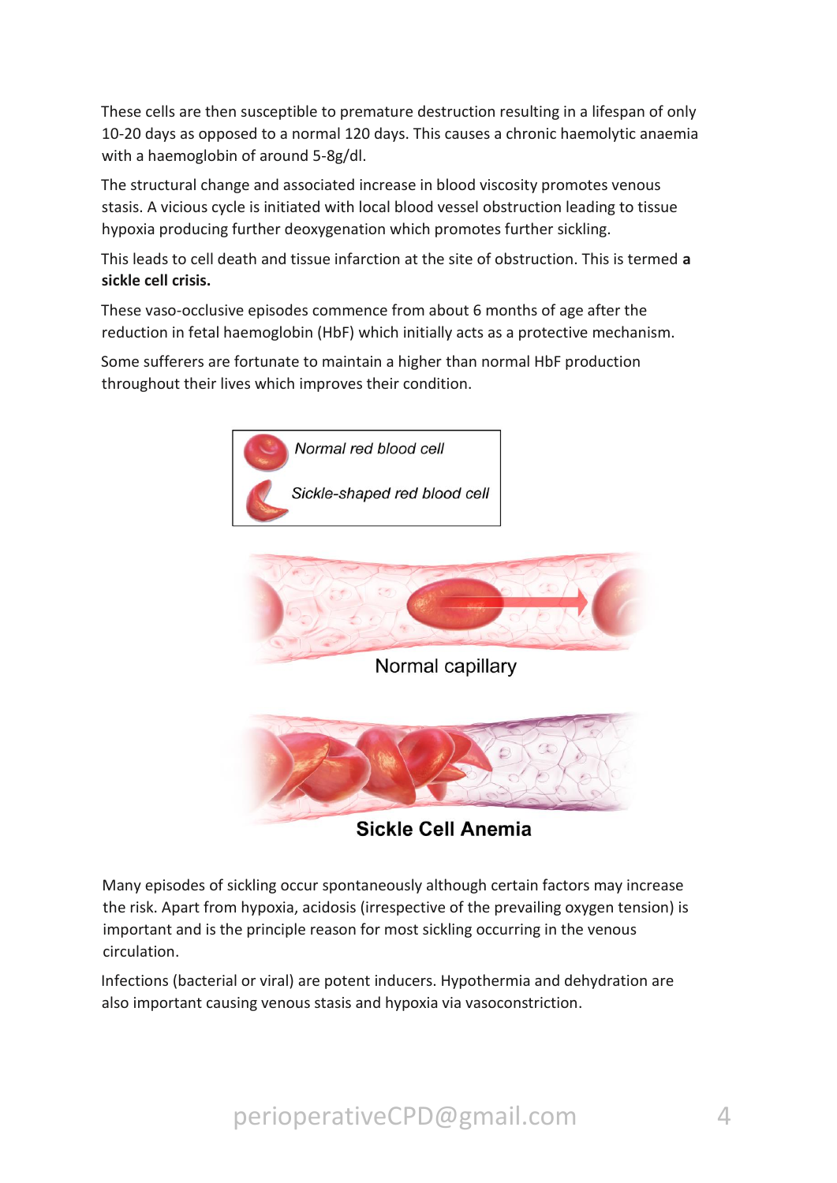These cells are then susceptible to premature destruction resulting in a lifespan of only 10-20 days as opposed to a normal 120 days. This causes a chronic haemolytic anaemia with a haemoglobin of around 5-8g/dl.

The structural change and associated increase in blood viscosity promotes venous stasis. A vicious cycle is initiated with local blood vessel obstruction leading to tissue hypoxia producing further deoxygenation which promotes further sickling.

This leads to cell death and tissue infarction at the site of obstruction. This is termed **a sickle cell crisis.**

These vaso-occlusive episodes commence from about 6 months of age after the reduction in fetal haemoglobin (HbF) which initially acts as a protective mechanism.

Some sufferers are fortunate to maintain a higher than normal HbF production throughout their lives which improves their condition.

*Normal red blood cell*

*Sickle-shaped red blood cell*

Normal capillary

**Sickle Cell Anemia**

Many episodes of sickling occur spontaneously although certain factors may increase the risk. Apart from hypoxia, acidosis (irrespective of the prevailing oxygen tension) is important and is the principle reason for most sickling occurring in the venous circulation.

Infections (bacterial or viral) are potent inducers. Hypothermia and dehydration are also important causing venous stasis and hypoxia via vasoconstriction.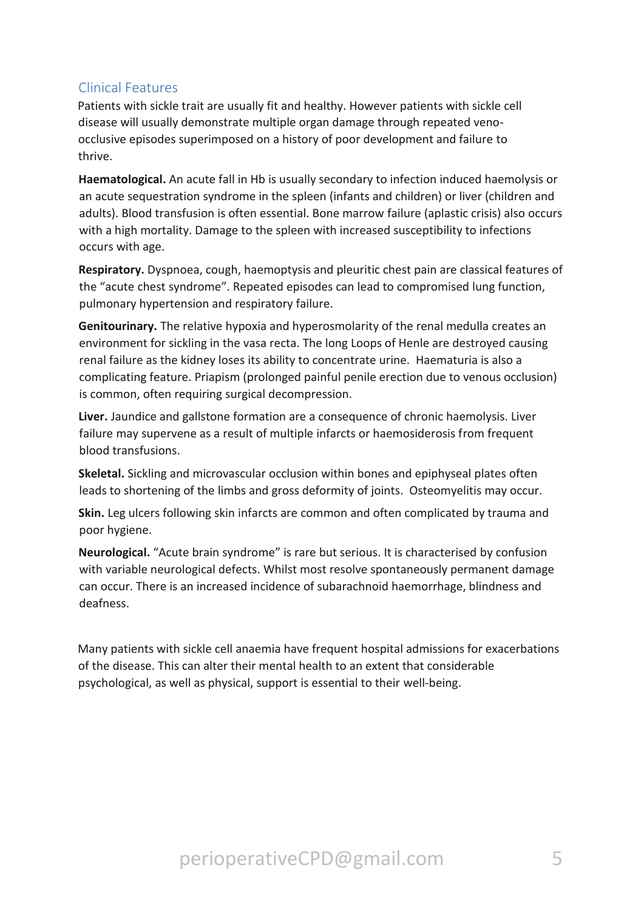## Clinical Features

Patients with sickle trait are usually fit and healthy. However patients with sickle cell disease will usually demonstrate multiple organ damage through repeated veno-occlusive episodes superimposed on a history of poor development and failure to thrive.

**Haematological.** An acute fall in Hb is usually secondary to infection induced haemolysis or an acute sequestration syndrome in the spleen (infants and children) or liver (children and adults). Blood transfusion is often essential. Bone marrow failure (aplastic crisis) also occurs with a high mortality. Damage to the spleen with increased susceptibility to infections occurs with age.

**Respiratory.** Dyspnoea, cough, haemoptysis and pleuritic chest pain are classical features of the "acute chest syndrome". Repeated episodes can lead to compromised lung function, pulmonary hypertension and respiratory failure.

**Genitourinary.** The relative hypoxia and hyperosmolarity of the renal medulla creates an environment for sickling in the vasa recta. The long Loops of Henle are destroyed causing renal failure as the kidney loses its ability to concentrate urine. Haematuria is also a complicating feature. Priapism (prolonged painful penile erection due to venous occlusion) is common, often requiring surgical decompression.

**Liver.** Jaundice and gallstone formation are a consequence of chronic haemolysis. Liver failure may supervene as a result of multiple infarcts or haemosiderosis from frequent blood transfusions.

**Skeletal.** Sickling and microvascular occlusion within bones and epiphyseal plates often leads to shortening of the limbs and gross deformity of joints. Osteomyelitis may occur.

**Skin.** Leg ulcers following skin infarcts are common and often complicated by trauma and poor hygiene.

**Neurological.** "Acute brain syndrome" is rare but serious. It is characterised by confusion with variable neurological defects. Whilst most resolve spontaneously permanent damage can occur. There is an increased incidence of subarachnoid haemorrhage, blindness and deafness.

Many patients with sickle cell anaemia have frequent hospital admissions for exacerbations of the disease. This can alter their mental health to an extent that considerable psychological, as well as physical, support is essential to their well-being.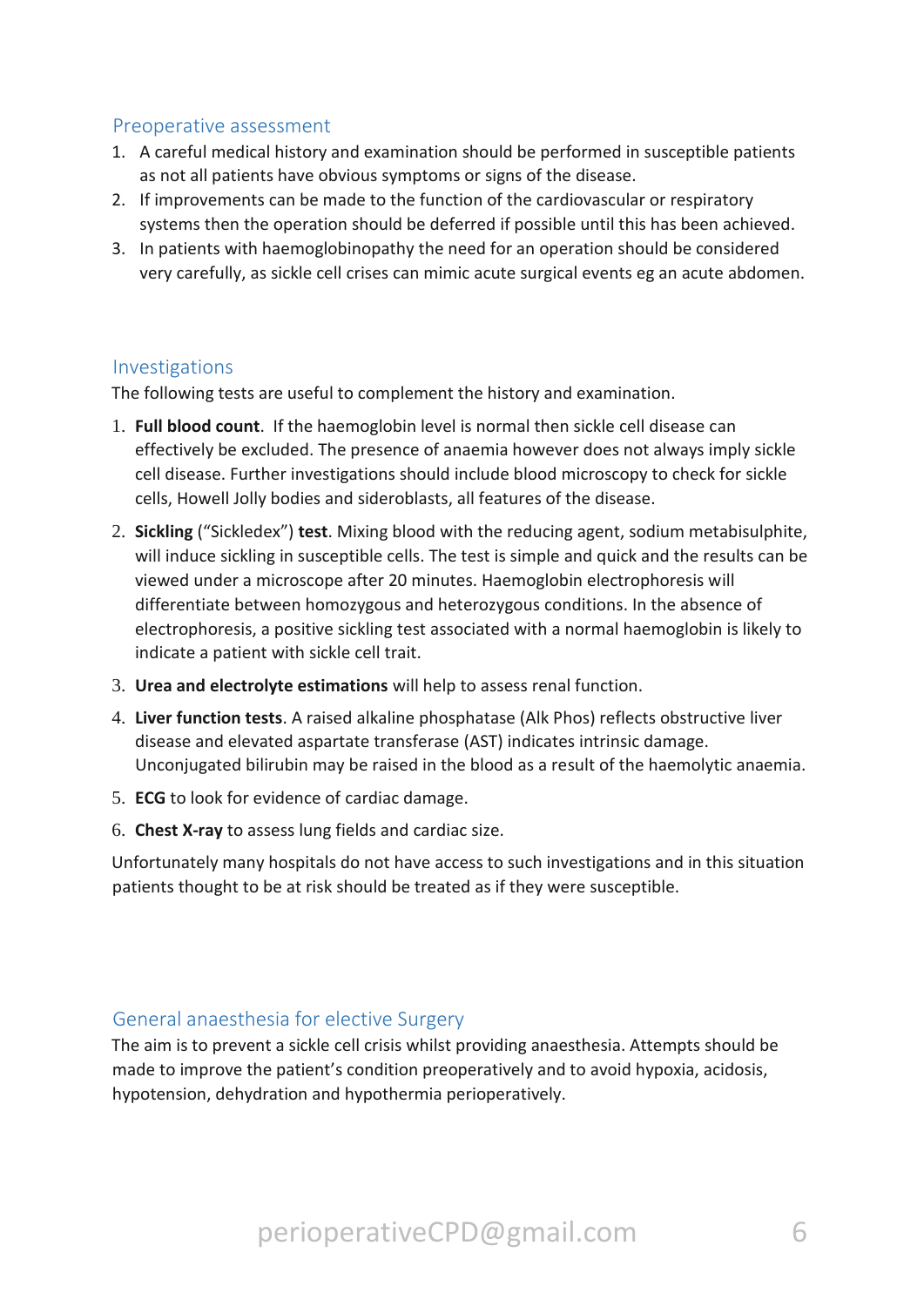## Preoperative assessment

1. A careful medical history and examination should be performed in susceptible patients as not all patients have obvious symptoms or signs of the disease.
2. If improvements can be made to the function of the cardiovascular or respiratory systems then the operation should be deferred if possible until this has been achieved.
3. In patients with haemoglobinopathy the need for an operation should be considered very carefully, as sickle cell crises can mimic acute surgical events eg an acute abdomen.

## Investigations

The following tests are useful to complement the history and examination.

1. **Full blood count**. If the haemoglobin level is normal then sickle cell disease can effectively be excluded. The presence of anaemia however does not always imply sickle cell disease. Further investigations should include blood microscopy to check for sickle cells, Howell Jolly bodies and sideroblasts, all features of the disease.
2. **Sickling** ("Sickledex") **test**. Mixing blood with the reducing agent, sodium metabisulphite, will induce sickling in susceptible cells. The test is simple and quick and the results can be viewed under a microscope after 20 minutes. Haemoglobin electrophoresis will differentiate between homozygous and heterozygous conditions. In the absence of electrophoresis, a positive sickling test associated with a normal haemoglobin is likely to indicate a patient with sickle cell trait.
3. **Urea and electrolyte estimations** will help to assess renal function.
4. **Liver function tests**. A raised alkaline phosphatase (Alk Phos) reflects obstructive liver disease and elevated aspartate transferase (AST) indicates intrinsic damage. Unconjugated bilirubin may be raised in the blood as a result of the haemolytic anaemia.
5. **ECG** to look for evidence of cardiac damage.
6. **Chest X-ray** to assess lung fields and cardiac size.

Unfortunately many hospitals do not have access to such investigations and in this situation patients thought to be at risk should be treated as if they were susceptible.

## General anaesthesia for elective Surgery

The aim is to prevent a sickle cell crisis whilst providing anaesthesia. Attempts should be made to improve the patient's condition preoperatively and to avoid hypoxia, acidosis, hypotension, dehydration and hypothermia perioperatively.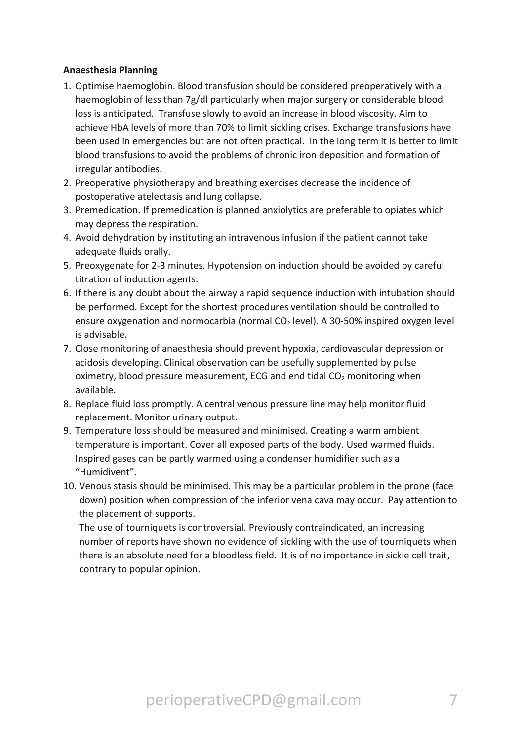**Anaesthesia Planning**

1. Optimise haemoglobin. Blood transfusion should be considered preoperatively with a haemoglobin of less than 7g/dl particularly when major surgery or considerable blood loss is anticipated. Transfuse slowly to avoid an increase in blood viscosity. Aim to achieve HbA levels of more than 70% to limit sickling crises. Exchange transfusions have been used in emergencies but are not often practical. In the long term it is better to limit blood transfusions to avoid the problems of chronic iron deposition and formation of irregular antibodies.
2. Preoperative physiotherapy and breathing exercises decrease the incidence of postoperative atelectasis and lung collapse.
3. Premedication. If premedication is planned anxiolytics are preferable to opiates which may depress the respiration.
4. Avoid dehydration by instituting an intravenous infusion if the patient cannot take adequate fluids orally.
5. Preoxygenate for 2-3 minutes. Hypotension on induction should be avoided by careful titration of induction agents.
6. If there is any doubt about the airway a rapid sequence induction with intubation should be performed. Except for the shortest procedures ventilation should be controlled to ensure oxygenation and normocarbia (normal $CO_2$ level). A 30-50% inspired oxygen level is advisable.
7. Close monitoring of anaesthesia should prevent hypoxia, cardiovascular depression or acidosis developing. Clinical observation can be usefully supplemented by pulse oximetry, blood pressure measurement, ECG and end tidal $CO_2$ monitoring when available.
8. Replace fluid loss promptly. A central venous pressure line may help monitor fluid replacement. Monitor urinary output.
9. Temperature loss should be measured and minimised. Creating a warm ambient temperature is important. Cover all exposed parts of the body. Used warmed fluids. Inspired gases can be partly warmed using a condenser humidifier such as a "Humidivent".
10. Venous stasis should be minimised. This may be a particular problem in the prone (face down) position when compression of the inferior vena cava may occur. Pay attention to the placement of supports.

    The use of tourniquets is controversial. Previously contraindicated, an increasing number of reports have shown no evidence of sickling with the use of tourniquets when there is an absolute need for a bloodless field. It is of no importance in sickle cell trait, contrary to popular opinion.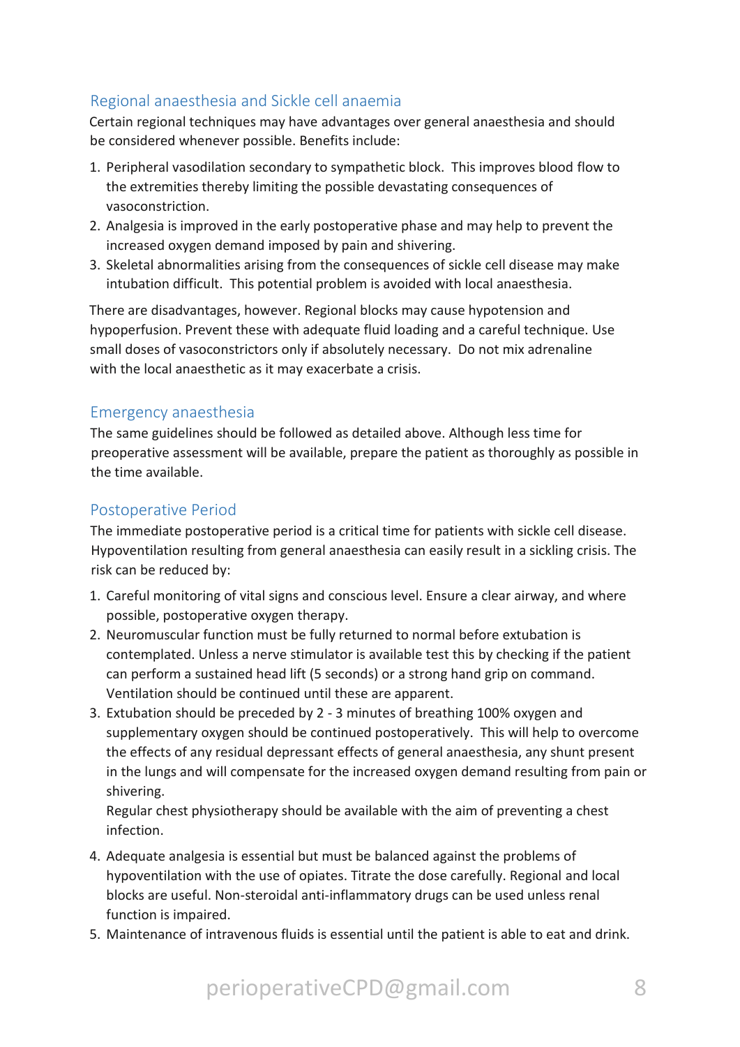## Regional anaesthesia and Sickle cell anaemia

Certain regional techniques may have advantages over general anaesthesia and should be considered whenever possible. Benefits include:

1. Peripheral vasodilation secondary to sympathetic block. This improves blood flow to the extremities thereby limiting the possible devastating consequences of vasoconstriction.
2. Analgesia is improved in the early postoperative phase and may help to prevent the increased oxygen demand imposed by pain and shivering.
3. Skeletal abnormalities arising from the consequences of sickle cell disease may make intubation difficult. This potential problem is avoided with local anaesthesia.

There are disadvantages, however. Regional blocks may cause hypotension and hypoperfusion. Prevent these with adequate fluid loading and a careful technique. Use small doses of vasoconstrictors only if absolutely necessary. Do not mix adrenaline with the local anaesthetic as it may exacerbate a crisis.

## Emergency anaesthesia

The same guidelines should be followed as detailed above. Although less time for preoperative assessment will be available, prepare the patient as thoroughly as possible in the time available.

## Postoperative Period

The immediate postoperative period is a critical time for patients with sickle cell disease. Hypoventilation resulting from general anaesthesia can easily result in a sickling crisis. The risk can be reduced by:

1. Careful monitoring of vital signs and conscious level. Ensure a clear airway, and where possible, postoperative oxygen therapy.
2. Neuromuscular function must be fully returned to normal before extubation is contemplated. Unless a nerve stimulator is available test this by checking if the patient can perform a sustained head lift (5 seconds) or a strong hand grip on command. Ventilation should be continued until these are apparent.
3. Extubation should be preceded by 2 - 3 minutes of breathing 100% oxygen and supplementary oxygen should be continued postoperatively. This will help to overcome the effects of any residual depressant effects of general anaesthesia, any shunt present in the lungs and will compensate for the increased oxygen demand resulting from pain or shivering.
   Regular chest physiotherapy should be available with the aim of preventing a chest infection.
4. Adequate analgesia is essential but must be balanced against the problems of hypoventilation with the use of opiates. Titrate the dose carefully. Regional and local blocks are useful. Non-steroidal anti-inflammatory drugs can be used unless renal function is impaired.
5. Maintenance of intravenous fluids is essential until the patient is able to eat and drink.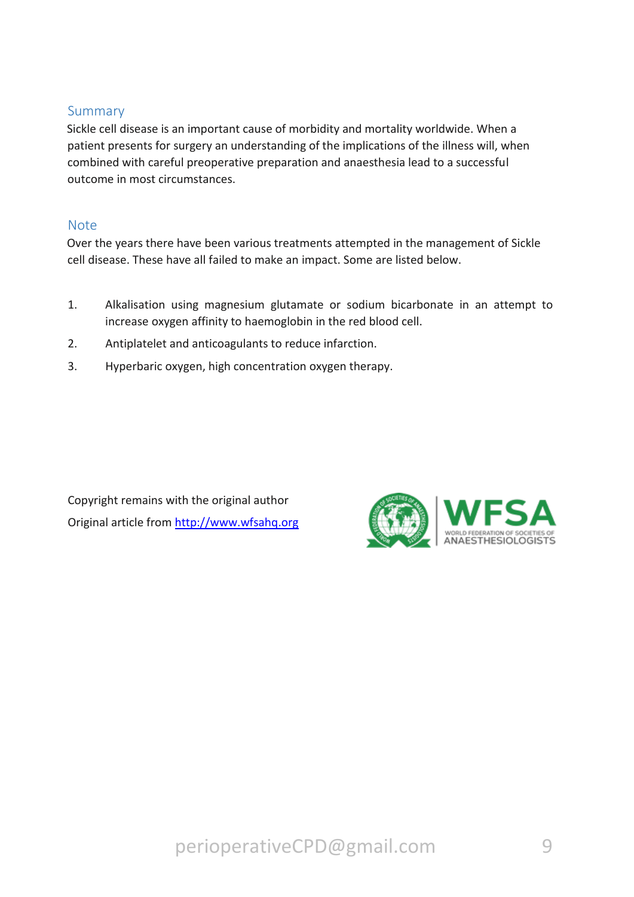## Summary

Sickle cell disease is an important cause of morbidity and mortality worldwide. When a patient presents for surgery an understanding of the implications of the illness will, when combined with careful preoperative preparation and anaesthesia lead to a successful outcome in most circumstances.

## Note

Over the years there have been various treatments attempted in the management of Sickle cell disease. These have all failed to make an impact. Some are listed below.

1. Alkalisation using magnesium glutamate or sodium bicarbonate in an attempt to increase oxygen affinity to haemoglobin in the red blood cell.
2. Antiplatelet and anticoagulants to reduce infarction.
3. Hyperbaric oxygen, high concentration oxygen therapy.

Copyright remains with the original author

Original article from http://www.wfsahq.org

WFSA
WORLD FEDERATION OF SOCIETIES OF
ANAESTHESIOLOGISTS